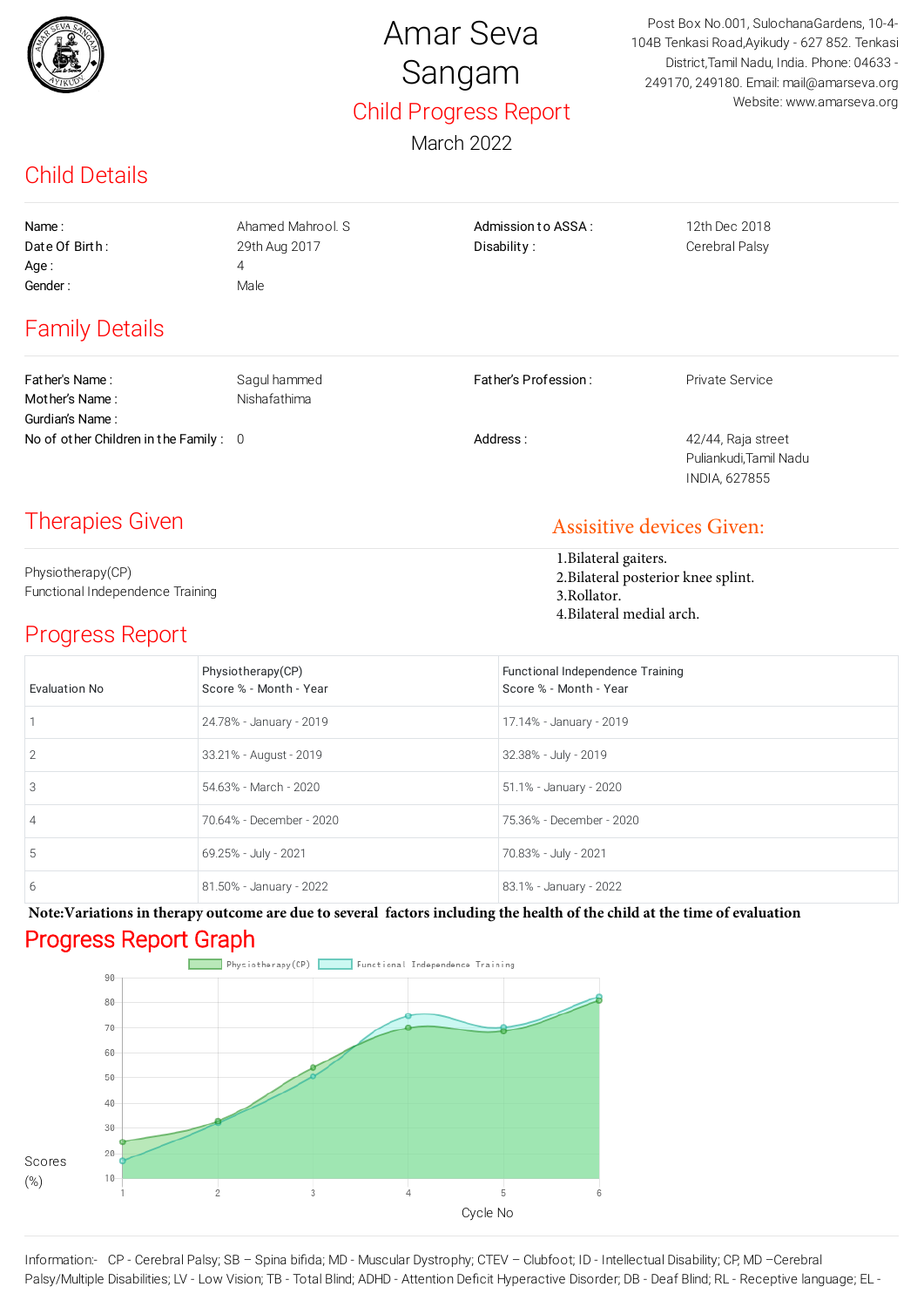# Amar Seva Sangam

## Child Progress Report

March 2022

Post Box No.001, SulochanaGardens, 10-4-104B Tenkasi Road,Ayikudy - 627 852. Tenkasi District,Tamil Nadu, India. Phone: 04633 - 249170, 249180. Email: mail@amarseva.org Website: www.amarseva.org

## Child Details

| | | | |
|---|---|---|---|
| Name : | Ahamed Mahrool. S | Admission to ASSA : | 12th Dec 2018 |
| Date Of Birth : | 29th Aug 2017 | Disability : | Cerebral Palsy |
| Age : | 4 | | |
| Gender : | Male | | |

## Family Details

| | | | |
|---|---|---|---|
| Father's Name : | Sagul hammed | Father's Profession : | Private Service |
| Mother's Name : | Nishafathima | | |
| Gurdian's Name : | | | |
| No of other Children in the Family : | 0 | Address : | 42/44, Raja street Puliankudi,Tamil Nadu INDIA, 627855 |

## Therapies Given

Physiotherapy(CP)
Functional Independence Training

## Assisitive devices Given:

1.Bilateral gaiters.
2.Bilateral posterior knee splint.
3.Rollator.
4.Bilateral medial arch.

## Progress Report

| Evaluation No | Physiotherapy(CP) Score % - Month - Year | Functional Independence Training Score % - Month - Year |
|---|---|---|
| 1 | 24.78% - January - 2019 | 17.14% - January - 2019 |
| 2 | 33.21% - August - 2019 | 32.38% - July - 2019 |
| 3 | 54.63% - March - 2020 | 51.1% - January - 2020 |
| 4 | 70.64% - December - 2020 | 75.36% - December - 2020 |
| 5 | 69.25% - July - 2021 | 70.83% - July - 2021 |
| 6 | 81.50% - January - 2022 | 83.1% - January - 2022 |

**Note:Variations in therapy outcome are due to several factors including the health of the child at the time of evaluation**

## Progress Report Graph

Information:- CP - Cerebral Palsy; SB – Spina bifida; MD - Muscular Dystrophy; CTEV – Clubfoot; ID - Intellectual Disability; CP, MD –Cerebral Palsy/Multiple Disabilities; LV - Low Vision; TB - Total Blind; ADHD - Attention Deficit Hyperactive Disorder; DB - Deaf Blind; RL - Receptive language; EL -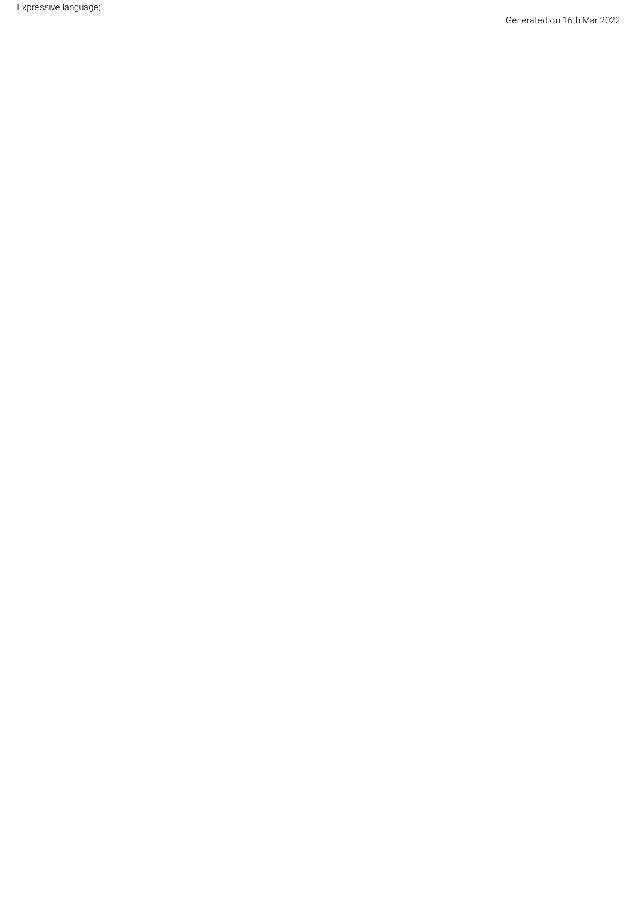Expressive language;